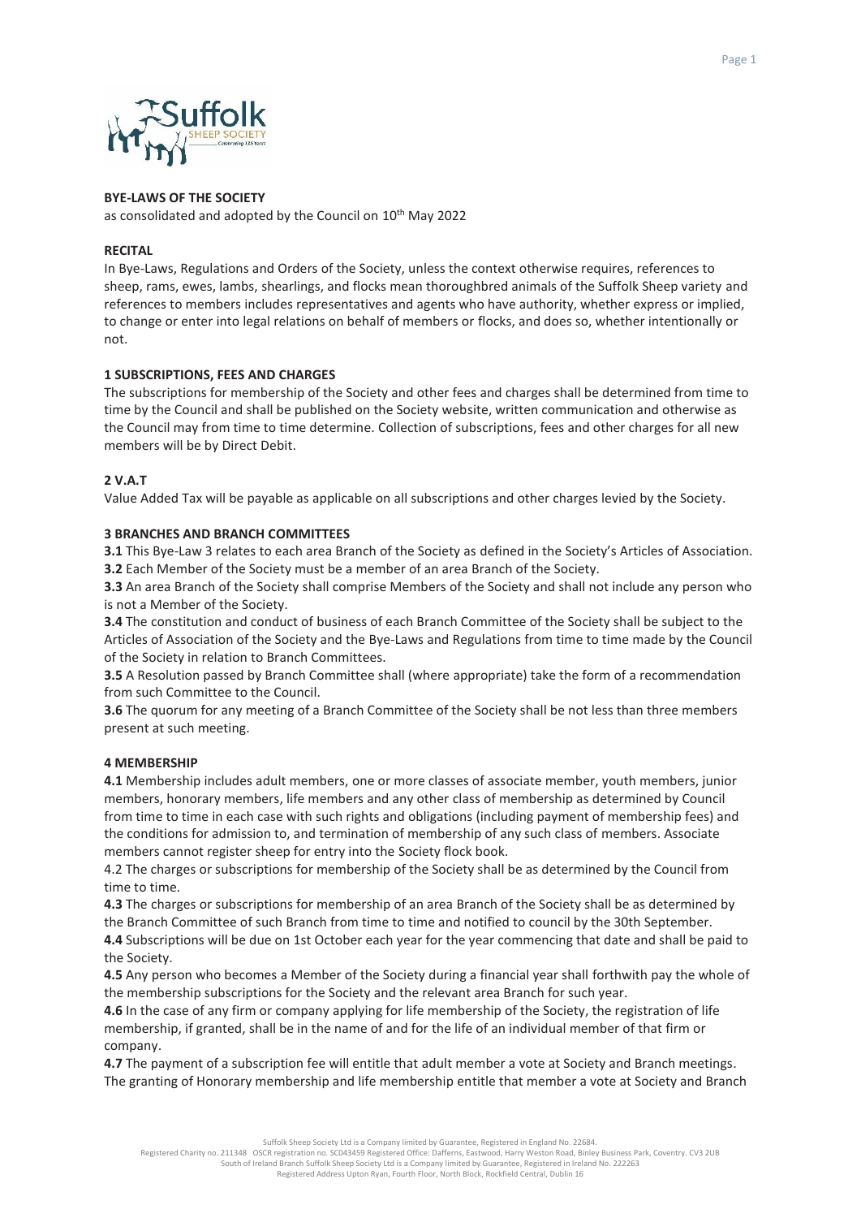**BYE-LAWS OF THE SOCIETY**

as consolidated and adopted by the Council on 10th May 2022

**RECITAL**

In Bye-Laws, Regulations and Orders of the Society, unless the context otherwise requires, references to sheep, rams, ewes, lambs, shearlings, and flocks mean thoroughbred animals of the Suffolk Sheep variety and references to members includes representatives and agents who have authority, whether express or implied, to change or enter into legal relations on behalf of members or flocks, and does so, whether intentionally or not.

**1 SUBSCRIPTIONS, FEES AND CHARGES**

The subscriptions for membership of the Society and other fees and charges shall be determined from time to time by the Council and shall be published on the Society website, written communication and otherwise as the Council may from time to time determine. Collection of subscriptions, fees and other charges for all new members will be by Direct Debit.

**2 V.A.T**

Value Added Tax will be payable as applicable on all subscriptions and other charges levied by the Society.

**3 BRANCHES AND BRANCH COMMITTEES**

**3.1** This Bye-Law 3 relates to each area Branch of the Society as defined in the Society's Articles of Association.

**3.2** Each Member of the Society must be a member of an area Branch of the Society.

**3.3** An area Branch of the Society shall comprise Members of the Society and shall not include any person who is not a Member of the Society.

**3.4** The constitution and conduct of business of each Branch Committee of the Society shall be subject to the Articles of Association of the Society and the Bye-Laws and Regulations from time to time made by the Council of the Society in relation to Branch Committees.

**3.5** A Resolution passed by Branch Committee shall (where appropriate) take the form of a recommendation from such Committee to the Council.

**3.6** The quorum for any meeting of a Branch Committee of the Society shall be not less than three members present at such meeting.

**4 MEMBERSHIP**

**4.1** Membership includes adult members, one or more classes of associate member, youth members, junior members, honorary members, life members and any other class of membership as determined by Council from time to time in each case with such rights and obligations (including payment of membership fees) and the conditions for admission to, and termination of membership of any such class of members. Associate members cannot register sheep for entry into the Society flock book.

4.2 The charges or subscriptions for membership of the Society shall be as determined by the Council from time to time.

**4.3** The charges or subscriptions for membership of an area Branch of the Society shall be as determined by the Branch Committee of such Branch from time to time and notified to council by the 30th September.

**4.4** Subscriptions will be due on 1st October each year for the year commencing that date and shall be paid to the Society.

**4.5** Any person who becomes a Member of the Society during a financial year shall forthwith pay the whole of the membership subscriptions for the Society and the relevant area Branch for such year.

**4.6** In the case of any firm or company applying for life membership of the Society, the registration of life membership, if granted, shall be in the name of and for the life of an individual member of that firm or company.

**4.7** The payment of a subscription fee will entitle that adult member a vote at Society and Branch meetings. The granting of Honorary membership and life membership entitle that member a vote at Society and Branch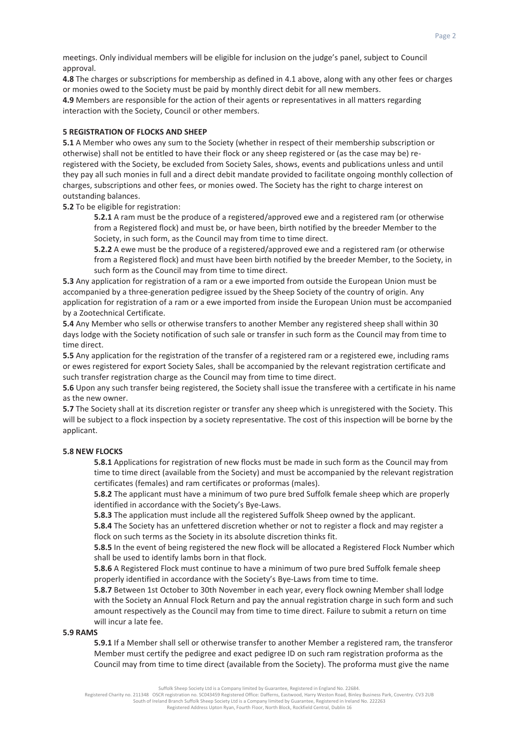meetings. Only individual members will be eligible for inclusion on the judge's panel, subject to Council approval.

**4.8** The charges or subscriptions for membership as defined in 4.1 above, along with any other fees or charges or monies owed to the Society must be paid by monthly direct debit for all new members.

**4.9** Members are responsible for the action of their agents or representatives in all matters regarding interaction with the Society, Council or other members.

**5 REGISTRATION OF FLOCKS AND SHEEP**

**5.1** A Member who owes any sum to the Society (whether in respect of their membership subscription or otherwise) shall not be entitled to have their flock or any sheep registered or (as the case may be) re-registered with the Society, be excluded from Society Sales, shows, events and publications unless and until they pay all such monies in full and a direct debit mandate provided to facilitate ongoing monthly collection of charges, subscriptions and other fees, or monies owed. The Society has the right to charge interest on outstanding balances.

**5.2** To be eligible for registration:

> **5.2.1** A ram must be the produce of a registered/approved ewe and a registered ram (or otherwise from a Registered flock) and must be, or have been, birth notified by the breeder Member to the Society, in such form, as the Council may from time to time direct.
>
> **5.2.2** A ewe must be the produce of a registered/approved ewe and a registered ram (or otherwise from a Registered flock) and must have been birth notified by the breeder Member, to the Society, in such form as the Council may from time to time direct.

**5.3** Any application for registration of a ram or a ewe imported from outside the European Union must be accompanied by a three-generation pedigree issued by the Sheep Society of the country of origin. Any application for registration of a ram or a ewe imported from inside the European Union must be accompanied by a Zootechnical Certificate.

**5.4** Any Member who sells or otherwise transfers to another Member any registered sheep shall within 30 days lodge with the Society notification of such sale or transfer in such form as the Council may from time to time direct.

**5.5** Any application for the registration of the transfer of a registered ram or a registered ewe, including rams or ewes registered for export Society Sales, shall be accompanied by the relevant registration certificate and such transfer registration charge as the Council may from time to time direct.

**5.6** Upon any such transfer being registered, the Society shall issue the transferee with a certificate in his name as the new owner.

**5.7** The Society shall at its discretion register or transfer any sheep which is unregistered with the Society. This will be subject to a flock inspection by a society representative. The cost of this inspection will be borne by the applicant.

**5.8 NEW FLOCKS**

> **5.8.1** Applications for registration of new flocks must be made in such form as the Council may from time to time direct (available from the Society) and must be accompanied by the relevant registration certificates (females) and ram certificates or proformas (males).
>
> **5.8.2** The applicant must have a minimum of two pure bred Suffolk female sheep which are properly identified in accordance with the Society's Bye-Laws.
>
> **5.8.3** The application must include all the registered Suffolk Sheep owned by the applicant.
>
> **5.8.4** The Society has an unfettered discretion whether or not to register a flock and may register a flock on such terms as the Society in its absolute discretion thinks fit.
>
> **5.8.5** In the event of being registered the new flock will be allocated a Registered Flock Number which shall be used to identify lambs born in that flock.
>
> **5.8.6** A Registered Flock must continue to have a minimum of two pure bred Suffolk female sheep properly identified in accordance with the Society's Bye-Laws from time to time.
>
> **5.8.7** Between 1st October to 30th November in each year, every flock owning Member shall lodge with the Society an Annual Flock Return and pay the annual registration charge in such form and such amount respectively as the Council may from time to time direct. Failure to submit a return on time will incur a late fee.

**5.9 RAMS**

> **5.9.1** If a Member shall sell or otherwise transfer to another Member a registered ram, the transferor Member must certify the pedigree and exact pedigree ID on such ram registration proforma as the Council may from time to time direct (available from the Society). The proforma must give the name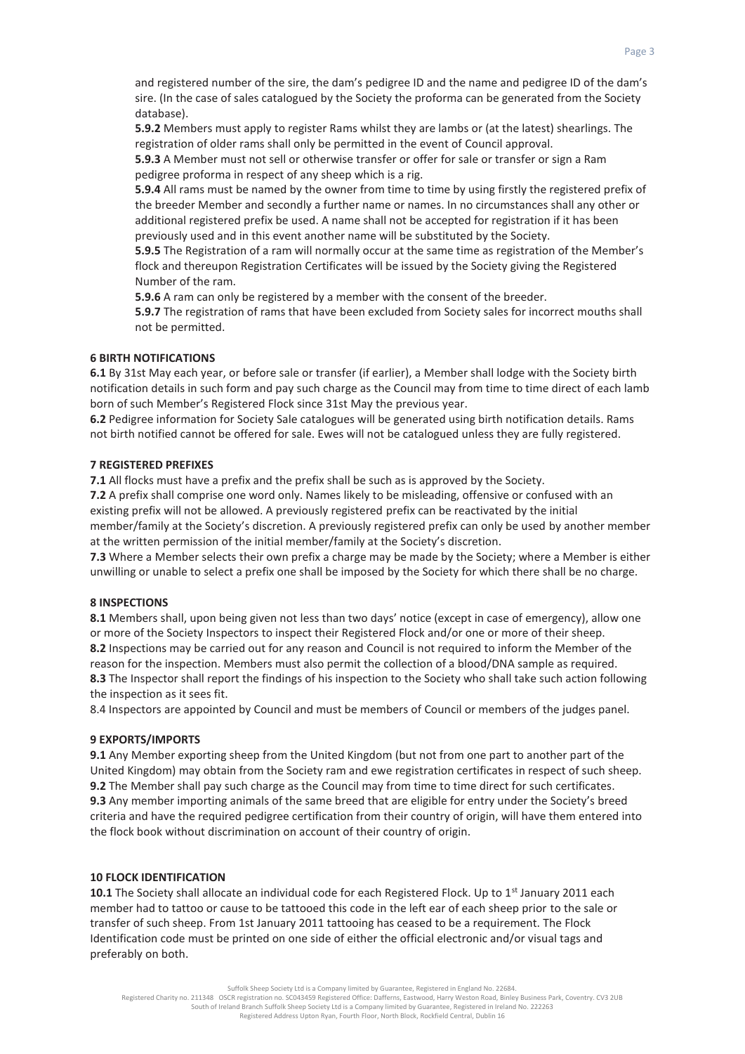and registered number of the sire, the dam's pedigree ID and the name and pedigree ID of the dam's sire. (In the case of sales catalogued by the Society the proforma can be generated from the Society database).

**5.9.2** Members must apply to register Rams whilst they are lambs or (at the latest) shearlings. The registration of older rams shall only be permitted in the event of Council approval.

**5.9.3** A Member must not sell or otherwise transfer or offer for sale or transfer or sign a Ram pedigree proforma in respect of any sheep which is a rig.

**5.9.4** All rams must be named by the owner from time to time by using firstly the registered prefix of the breeder Member and secondly a further name or names. In no circumstances shall any other or additional registered prefix be used. A name shall not be accepted for registration if it has been previously used and in this event another name will be substituted by the Society.

**5.9.5** The Registration of a ram will normally occur at the same time as registration of the Member's flock and thereupon Registration Certificates will be issued by the Society giving the Registered Number of the ram.

**5.9.6** A ram can only be registered by a member with the consent of the breeder.

**5.9.7** The registration of rams that have been excluded from Society sales for incorrect mouths shall not be permitted.

**6 BIRTH NOTIFICATIONS**

**6.1** By 31st May each year, or before sale or transfer (if earlier), a Member shall lodge with the Society birth notification details in such form and pay such charge as the Council may from time to time direct of each lamb born of such Member's Registered Flock since 31st May the previous year.

**6.2** Pedigree information for Society Sale catalogues will be generated using birth notification details. Rams not birth notified cannot be offered for sale. Ewes will not be catalogued unless they are fully registered.

**7 REGISTERED PREFIXES**

**7.1** All flocks must have a prefix and the prefix shall be such as is approved by the Society.

**7.2** A prefix shall comprise one word only. Names likely to be misleading, offensive or confused with an existing prefix will not be allowed. A previously registered prefix can be reactivated by the initial member/family at the Society's discretion. A previously registered prefix can only be used by another member at the written permission of the initial member/family at the Society's discretion.

**7.3** Where a Member selects their own prefix a charge may be made by the Society; where a Member is either unwilling or unable to select a prefix one shall be imposed by the Society for which there shall be no charge.

**8 INSPECTIONS**

**8.1** Members shall, upon being given not less than two days' notice (except in case of emergency), allow one or more of the Society Inspectors to inspect their Registered Flock and/or one or more of their sheep.

**8.2** Inspections may be carried out for any reason and Council is not required to inform the Member of the reason for the inspection. Members must also permit the collection of a blood/DNA sample as required.

**8.3** The Inspector shall report the findings of his inspection to the Society who shall take such action following the inspection as it sees fit.

8.4 Inspectors are appointed by Council and must be members of Council or members of the judges panel.

**9 EXPORTS/IMPORTS**

**9.1** Any Member exporting sheep from the United Kingdom (but not from one part to another part of the United Kingdom) may obtain from the Society ram and ewe registration certificates in respect of such sheep.

**9.2** The Member shall pay such charge as the Council may from time to time direct for such certificates.

**9.3** Any member importing animals of the same breed that are eligible for entry under the Society's breed criteria and have the required pedigree certification from their country of origin, will have them entered into the flock book without discrimination on account of their country of origin.

**10 FLOCK IDENTIFICATION**

**10.1** The Society shall allocate an individual code for each Registered Flock. Up to 1st January 2011 each member had to tattoo or cause to be tattooed this code in the left ear of each sheep prior to the sale or transfer of such sheep. From 1st January 2011 tattooing has ceased to be a requirement. The Flock Identification code must be printed on one side of either the official electronic and/or visual tags and preferably on both.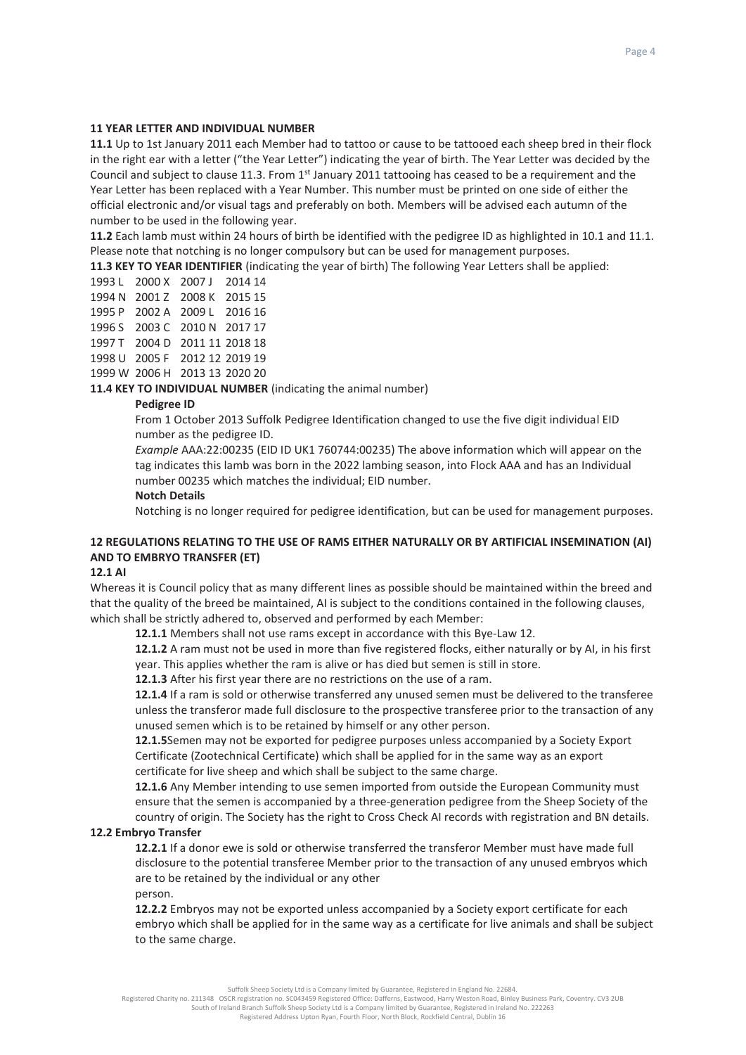**11 YEAR LETTER AND INDIVIDUAL NUMBER**

**11.1** Up to 1st January 2011 each Member had to tattoo or cause to be tattooed each sheep bred in their flock in the right ear with a letter ("the Year Letter") indicating the year of birth. The Year Letter was decided by the Council and subject to clause 11.3. From 1st January 2011 tattooing has ceased to be a requirement and the Year Letter has been replaced with a Year Number. This number must be printed on one side of either the official electronic and/or visual tags and preferably on both. Members will be advised each autumn of the number to be used in the following year.

**11.2** Each lamb must within 24 hours of birth be identified with the pedigree ID as highlighted in 10.1 and 11.1. Please note that notching is no longer compulsory but can be used for management purposes.

**11.3 KEY TO YEAR IDENTIFIER** (indicating the year of birth) The following Year Letters shall be applied:

| | | | |
|---|---|---|---|
| 1993 L | 2000 X | 2007 J | 2014 14 |
| 1994 N | 2001 Z | 2008 K | 2015 15 |
| 1995 P | 2002 A | 2009 L | 2016 16 |
| 1996 S | 2003 C | 2010 N | 2017 17 |
| 1997 T | 2004 D | 2011 11 | 2018 18 |
| 1998 U | 2005 F | 2012 12 | 2019 19 |
| 1999 W | 2006 H | 2013 13 | 2020 20 |

**11.4 KEY TO INDIVIDUAL NUMBER** (indicating the animal number)

**Pedigree ID**

From 1 October 2013 Suffolk Pedigree Identification changed to use the five digit individual EID number as the pedigree ID.

*Example* AAA:22:00235 (EID ID UK1 760744:00235) The above information which will appear on the tag indicates this lamb was born in the 2022 lambing season, into Flock AAA and has an Individual number 00235 which matches the individual; EID number.

**Notch Details**

Notching is no longer required for pedigree identification, but can be used for management purposes.

**12 REGULATIONS RELATING TO THE USE OF RAMS EITHER NATURALLY OR BY ARTIFICIAL INSEMINATION (AI) AND TO EMBRYO TRANSFER (ET)**

**12.1 AI**

Whereas it is Council policy that as many different lines as possible should be maintained within the breed and that the quality of the breed be maintained, AI is subject to the conditions contained in the following clauses, which shall be strictly adhered to, observed and performed by each Member:

**12.1.1** Members shall not use rams except in accordance with this Bye-Law 12.

**12.1.2** A ram must not be used in more than five registered flocks, either naturally or by AI, in his first year. This applies whether the ram is alive or has died but semen is still in store.

**12.1.3** After his first year there are no restrictions on the use of a ram.

**12.1.4** If a ram is sold or otherwise transferred any unused semen must be delivered to the transferee unless the transferor made full disclosure to the prospective transferee prior to the transaction of any unused semen which is to be retained by himself or any other person.

**12.1.5**Semen may not be exported for pedigree purposes unless accompanied by a Society Export Certificate (Zootechnical Certificate) which shall be applied for in the same way as an export certificate for live sheep and which shall be subject to the same charge.

**12.1.6** Any Member intending to use semen imported from outside the European Community must ensure that the semen is accompanied by a three-generation pedigree from the Sheep Society of the country of origin. The Society has the right to Cross Check AI records with registration and BN details.

**12.2 Embryo Transfer**

**12.2.1** If a donor ewe is sold or otherwise transferred the transferor Member must have made full disclosure to the potential transferee Member prior to the transaction of any unused embryos which are to be retained by the individual or any other person.

**12.2.2** Embryos may not be exported unless accompanied by a Society export certificate for each embryo which shall be applied for in the same way as a certificate for live animals and shall be subject to the same charge.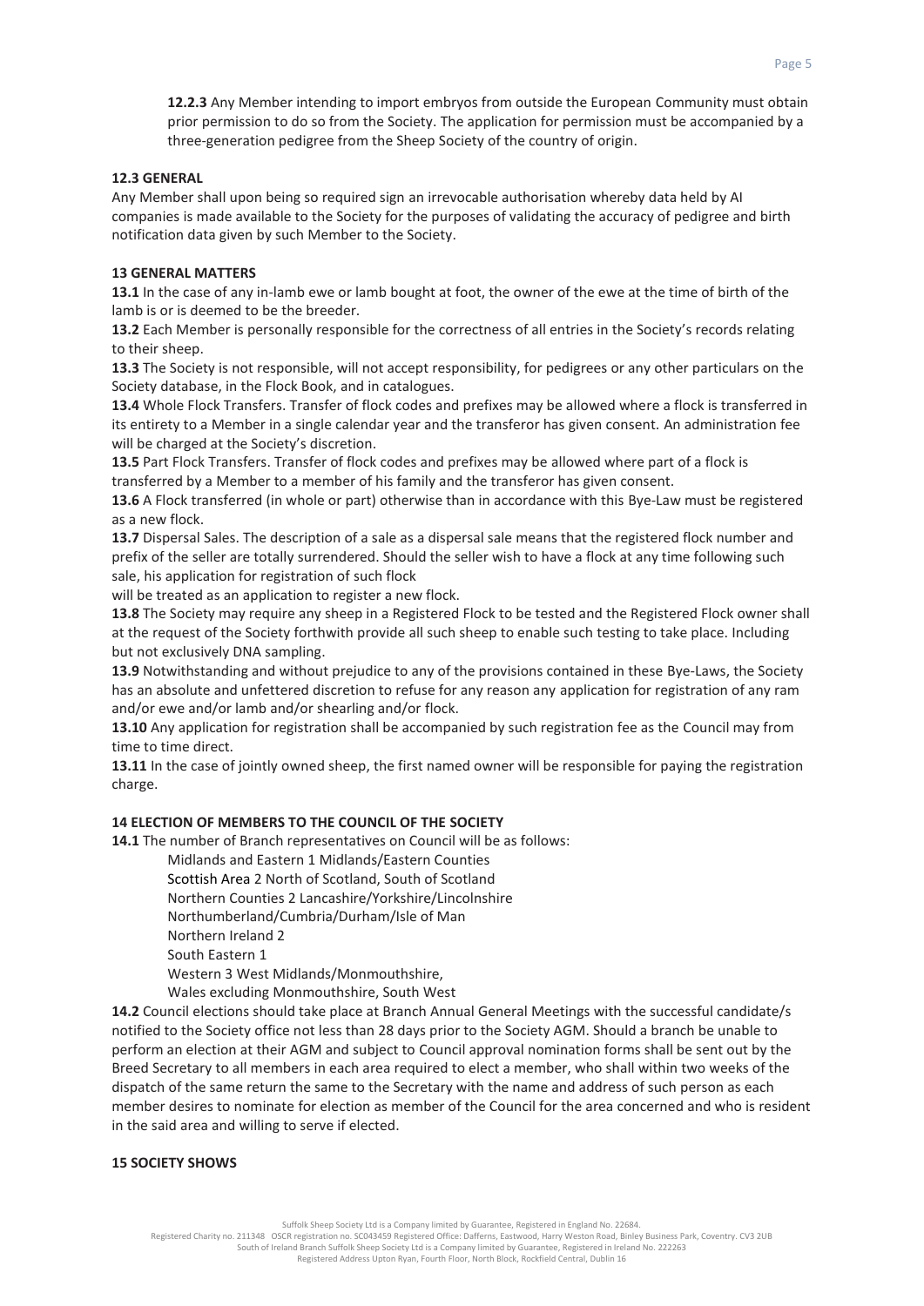**12.2.3** Any Member intending to import embryos from outside the European Community must obtain prior permission to do so from the Society. The application for permission must be accompanied by a three-generation pedigree from the Sheep Society of the country of origin.

**12.3 GENERAL**

Any Member shall upon being so required sign an irrevocable authorisation whereby data held by AI companies is made available to the Society for the purposes of validating the accuracy of pedigree and birth notification data given by such Member to the Society.

**13 GENERAL MATTERS**

**13.1** In the case of any in-lamb ewe or lamb bought at foot, the owner of the ewe at the time of birth of the lamb is or is deemed to be the breeder.

**13.2** Each Member is personally responsible for the correctness of all entries in the Society's records relating to their sheep.

**13.3** The Society is not responsible, will not accept responsibility, for pedigrees or any other particulars on the Society database, in the Flock Book, and in catalogues.

**13.4** Whole Flock Transfers. Transfer of flock codes and prefixes may be allowed where a flock is transferred in its entirety to a Member in a single calendar year and the transferor has given consent. An administration fee will be charged at the Society's discretion.

**13.5** Part Flock Transfers. Transfer of flock codes and prefixes may be allowed where part of a flock is transferred by a Member to a member of his family and the transferor has given consent.

**13.6** A Flock transferred (in whole or part) otherwise than in accordance with this Bye-Law must be registered as a new flock.

**13.7** Dispersal Sales. The description of a sale as a dispersal sale means that the registered flock number and prefix of the seller are totally surrendered. Should the seller wish to have a flock at any time following such sale, his application for registration of such flock
will be treated as an application to register a new flock.

**13.8** The Society may require any sheep in a Registered Flock to be tested and the Registered Flock owner shall at the request of the Society forthwith provide all such sheep to enable such testing to take place. Including but not exclusively DNA sampling.

**13.9** Notwithstanding and without prejudice to any of the provisions contained in these Bye-Laws, the Society has an absolute and unfettered discretion to refuse for any reason any application for registration of any ram and/or ewe and/or lamb and/or shearling and/or flock.

**13.10** Any application for registration shall be accompanied by such registration fee as the Council may from time to time direct.

**13.11** In the case of jointly owned sheep, the first named owner will be responsible for paying the registration charge.

**14 ELECTION OF MEMBERS TO THE COUNCIL OF THE SOCIETY**

**14.1** The number of Branch representatives on Council will be as follows:

Midlands and Eastern 1 Midlands/Eastern Counties
Scottish Area 2 North of Scotland, South of Scotland
Northern Counties 2 Lancashire/Yorkshire/Lincolnshire
Northumberland/Cumbria/Durham/Isle of Man
Northern Ireland 2
South Eastern 1
Western 3 West Midlands/Monmouthshire,
Wales excluding Monmouthshire, South West

**14.2** Council elections should take place at Branch Annual General Meetings with the successful candidate/s notified to the Society office not less than 28 days prior to the Society AGM. Should a branch be unable to perform an election at their AGM and subject to Council approval nomination forms shall be sent out by the Breed Secretary to all members in each area required to elect a member, who shall within two weeks of the dispatch of the same return the same to the Secretary with the name and address of such person as each member desires to nominate for election as member of the Council for the area concerned and who is resident in the said area and willing to serve if elected.

**15 SOCIETY SHOWS**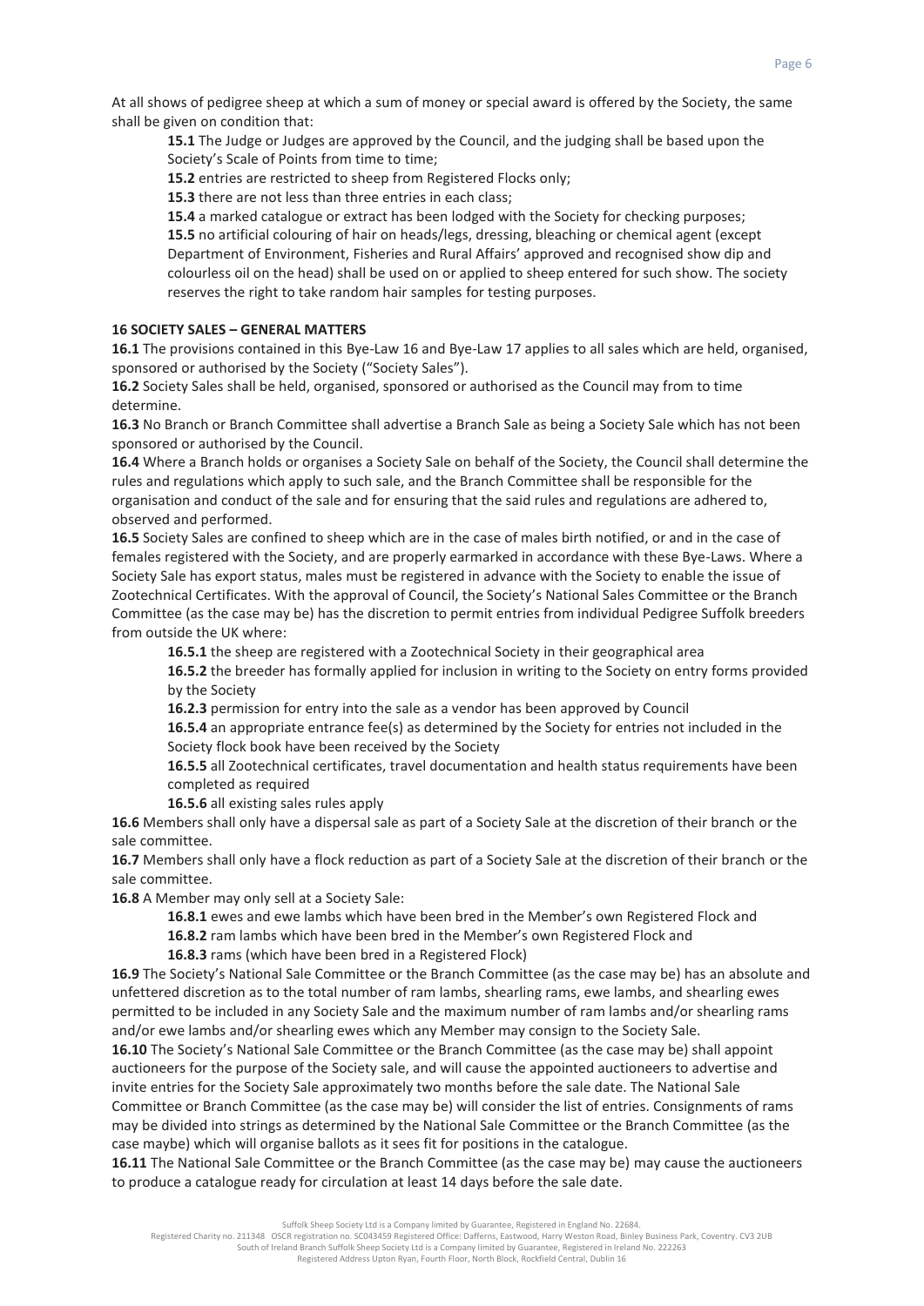At all shows of pedigree sheep at which a sum of money or special award is offered by the Society, the same shall be given on condition that:

**15.1** The Judge or Judges are approved by the Council, and the judging shall be based upon the Society's Scale of Points from time to time;

**15.2** entries are restricted to sheep from Registered Flocks only;

**15.3** there are not less than three entries in each class;

**15.4** a marked catalogue or extract has been lodged with the Society for checking purposes;

**15.5** no artificial colouring of hair on heads/legs, dressing, bleaching or chemical agent (except Department of Environment, Fisheries and Rural Affairs' approved and recognised show dip and colourless oil on the head) shall be used on or applied to sheep entered for such show. The society reserves the right to take random hair samples for testing purposes.

**16 SOCIETY SALES – GENERAL MATTERS**

**16.1** The provisions contained in this Bye-Law 16 and Bye-Law 17 applies to all sales which are held, organised, sponsored or authorised by the Society ("Society Sales").

**16.2** Society Sales shall be held, organised, sponsored or authorised as the Council may from to time determine.

**16.3** No Branch or Branch Committee shall advertise a Branch Sale as being a Society Sale which has not been sponsored or authorised by the Council.

**16.4** Where a Branch holds or organises a Society Sale on behalf of the Society, the Council shall determine the rules and regulations which apply to such sale, and the Branch Committee shall be responsible for the organisation and conduct of the sale and for ensuring that the said rules and regulations are adhered to, observed and performed.

**16.5** Society Sales are confined to sheep which are in the case of males birth notified, or and in the case of females registered with the Society, and are properly earmarked in accordance with these Bye-Laws. Where a Society Sale has export status, males must be registered in advance with the Society to enable the issue of Zootechnical Certificates. With the approval of Council, the Society's National Sales Committee or the Branch Committee (as the case may be) has the discretion to permit entries from individual Pedigree Suffolk breeders from outside the UK where:

**16.5.1** the sheep are registered with a Zootechnical Society in their geographical area

**16.5.2** the breeder has formally applied for inclusion in writing to the Society on entry forms provided by the Society

**16.2.3** permission for entry into the sale as a vendor has been approved by Council

**16.5.4** an appropriate entrance fee(s) as determined by the Society for entries not included in the Society flock book have been received by the Society

**16.5.5** all Zootechnical certificates, travel documentation and health status requirements have been completed as required

**16.5.6** all existing sales rules apply

**16.6** Members shall only have a dispersal sale as part of a Society Sale at the discretion of their branch or the sale committee.

**16.7** Members shall only have a flock reduction as part of a Society Sale at the discretion of their branch or the sale committee.

**16.8** A Member may only sell at a Society Sale:

**16.8.1** ewes and ewe lambs which have been bred in the Member's own Registered Flock and

**16.8.2** ram lambs which have been bred in the Member's own Registered Flock and

**16.8.3** rams (which have been bred in a Registered Flock)

**16.9** The Society's National Sale Committee or the Branch Committee (as the case may be) has an absolute and unfettered discretion as to the total number of ram lambs, shearling rams, ewe lambs, and shearling ewes permitted to be included in any Society Sale and the maximum number of ram lambs and/or shearling rams and/or ewe lambs and/or shearling ewes which any Member may consign to the Society Sale.

**16.10** The Society's National Sale Committee or the Branch Committee (as the case may be) shall appoint auctioneers for the purpose of the Society sale, and will cause the appointed auctioneers to advertise and invite entries for the Society Sale approximately two months before the sale date. The National Sale Committee or Branch Committee (as the case may be) will consider the list of entries. Consignments of rams may be divided into strings as determined by the National Sale Committee or the Branch Committee (as the case maybe) which will organise ballots as it sees fit for positions in the catalogue.

**16.11** The National Sale Committee or the Branch Committee (as the case may be) may cause the auctioneers to produce a catalogue ready for circulation at least 14 days before the sale date.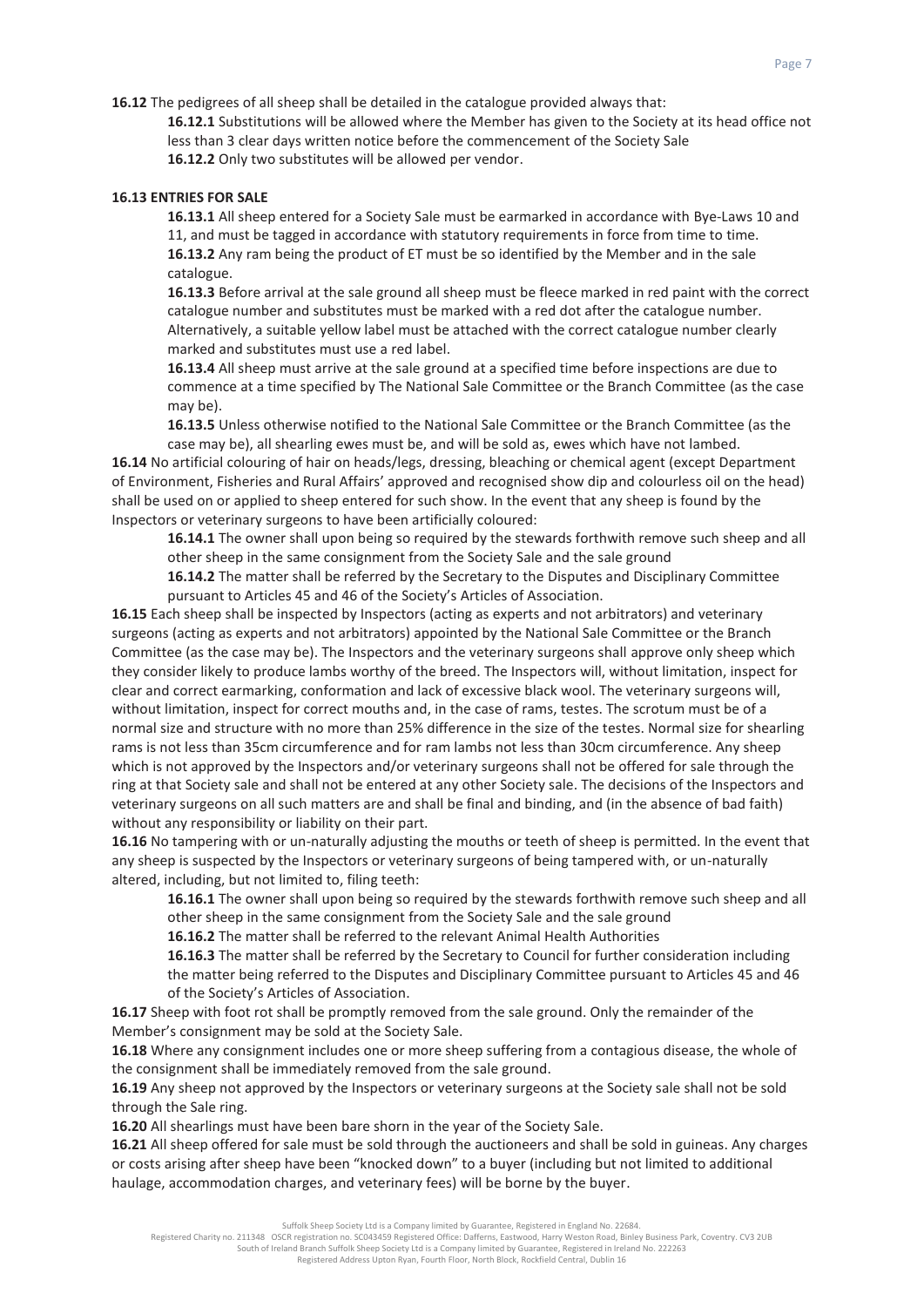**16.12** The pedigrees of all sheep shall be detailed in the catalogue provided always that:

**16.12.1** Substitutions will be allowed where the Member has given to the Society at its head office not less than 3 clear days written notice before the commencement of the Society Sale

**16.12.2** Only two substitutes will be allowed per vendor.

**16.13 ENTRIES FOR SALE**

**16.13.1** All sheep entered for a Society Sale must be earmarked in accordance with Bye-Laws 10 and 11, and must be tagged in accordance with statutory requirements in force from time to time.

**16.13.2** Any ram being the product of ET must be so identified by the Member and in the sale catalogue.

**16.13.3** Before arrival at the sale ground all sheep must be fleece marked in red paint with the correct catalogue number and substitutes must be marked with a red dot after the catalogue number. Alternatively, a suitable yellow label must be attached with the correct catalogue number clearly marked and substitutes must use a red label.

**16.13.4** All sheep must arrive at the sale ground at a specified time before inspections are due to commence at a time specified by The National Sale Committee or the Branch Committee (as the case may be).

**16.13.5** Unless otherwise notified to the National Sale Committee or the Branch Committee (as the case may be), all shearling ewes must be, and will be sold as, ewes which have not lambed.

**16.14** No artificial colouring of hair on heads/legs, dressing, bleaching or chemical agent (except Department of Environment, Fisheries and Rural Affairs' approved and recognised show dip and colourless oil on the head) shall be used on or applied to sheep entered for such show. In the event that any sheep is found by the Inspectors or veterinary surgeons to have been artificially coloured:

**16.14.1** The owner shall upon being so required by the stewards forthwith remove such sheep and all other sheep in the same consignment from the Society Sale and the sale ground

**16.14.2** The matter shall be referred by the Secretary to the Disputes and Disciplinary Committee pursuant to Articles 45 and 46 of the Society's Articles of Association.

**16.15** Each sheep shall be inspected by Inspectors (acting as experts and not arbitrators) and veterinary surgeons (acting as experts and not arbitrators) appointed by the National Sale Committee or the Branch Committee (as the case may be). The Inspectors and the veterinary surgeons shall approve only sheep which they consider likely to produce lambs worthy of the breed. The Inspectors will, without limitation, inspect for clear and correct earmarking, conformation and lack of excessive black wool. The veterinary surgeons will, without limitation, inspect for correct mouths and, in the case of rams, testes. The scrotum must be of a normal size and structure with no more than 25% difference in the size of the testes. Normal size for shearling rams is not less than 35cm circumference and for ram lambs not less than 30cm circumference. Any sheep which is not approved by the Inspectors and/or veterinary surgeons shall not be offered for sale through the ring at that Society sale and shall not be entered at any other Society sale. The decisions of the Inspectors and veterinary surgeons on all such matters are and shall be final and binding, and (in the absence of bad faith) without any responsibility or liability on their part.

**16.16** No tampering with or un-naturally adjusting the mouths or teeth of sheep is permitted. In the event that any sheep is suspected by the Inspectors or veterinary surgeons of being tampered with, or un-naturally altered, including, but not limited to, filing teeth:

**16.16.1** The owner shall upon being so required by the stewards forthwith remove such sheep and all other sheep in the same consignment from the Society Sale and the sale ground

**16.16.2** The matter shall be referred to the relevant Animal Health Authorities

**16.16.3** The matter shall be referred by the Secretary to Council for further consideration including the matter being referred to the Disputes and Disciplinary Committee pursuant to Articles 45 and 46 of the Society's Articles of Association.

**16.17** Sheep with foot rot shall be promptly removed from the sale ground. Only the remainder of the Member's consignment may be sold at the Society Sale.

**16.18** Where any consignment includes one or more sheep suffering from a contagious disease, the whole of the consignment shall be immediately removed from the sale ground.

**16.19** Any sheep not approved by the Inspectors or veterinary surgeons at the Society sale shall not be sold through the Sale ring.

**16.20** All shearlings must have been bare shorn in the year of the Society Sale.

**16.21** All sheep offered for sale must be sold through the auctioneers and shall be sold in guineas. Any charges or costs arising after sheep have been "knocked down" to a buyer (including but not limited to additional haulage, accommodation charges, and veterinary fees) will be borne by the buyer.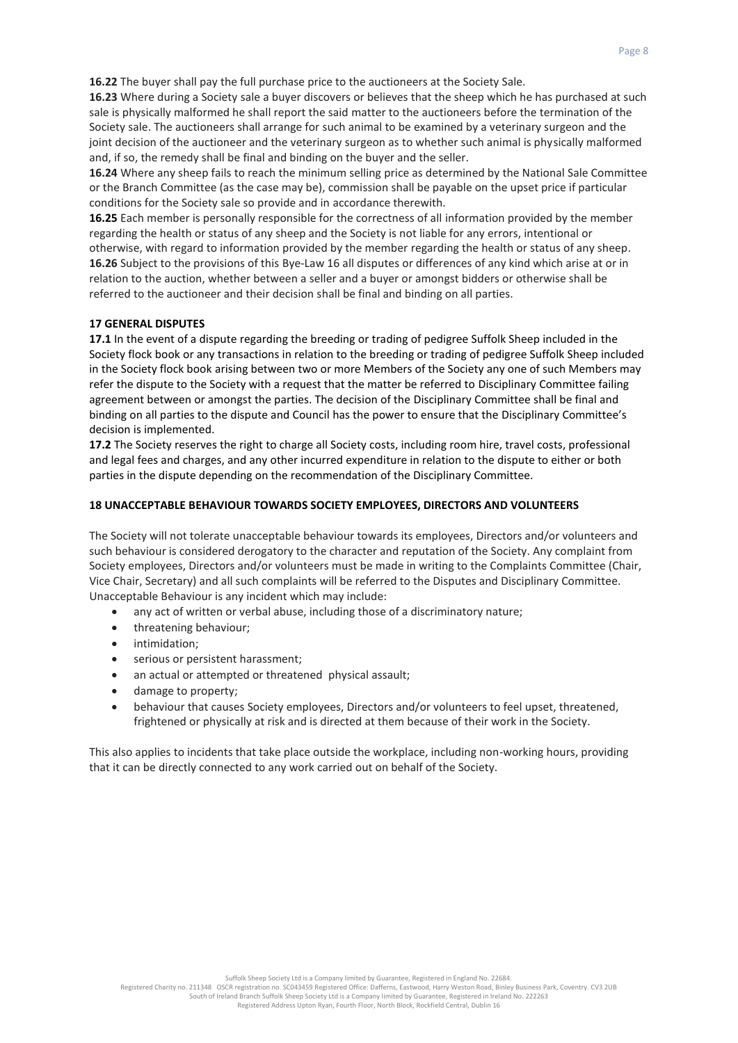**16.22** The buyer shall pay the full purchase price to the auctioneers at the Society Sale.

**16.23** Where during a Society sale a buyer discovers or believes that the sheep which he has purchased at such sale is physically malformed he shall report the said matter to the auctioneers before the termination of the Society sale. The auctioneers shall arrange for such animal to be examined by a veterinary surgeon and the joint decision of the auctioneer and the veterinary surgeon as to whether such animal is physically malformed and, if so, the remedy shall be final and binding on the buyer and the seller.

**16.24** Where any sheep fails to reach the minimum selling price as determined by the National Sale Committee or the Branch Committee (as the case may be), commission shall be payable on the upset price if particular conditions for the Society sale so provide and in accordance therewith.

**16.25** Each member is personally responsible for the correctness of all information provided by the member regarding the health or status of any sheep and the Society is not liable for any errors, intentional or otherwise, with regard to information provided by the member regarding the health or status of any sheep.

**16.26** Subject to the provisions of this Bye-Law 16 all disputes or differences of any kind which arise at or in relation to the auction, whether between a seller and a buyer or amongst bidders or otherwise shall be referred to the auctioneer and their decision shall be final and binding on all parties.

## 17 GENERAL DISPUTES

**17.1** In the event of a dispute regarding the breeding or trading of pedigree Suffolk Sheep included in the Society flock book or any transactions in relation to the breeding or trading of pedigree Suffolk Sheep included in the Society flock book arising between two or more Members of the Society any one of such Members may refer the dispute to the Society with a request that the matter be referred to Disciplinary Committee failing agreement between or amongst the parties. The decision of the Disciplinary Committee shall be final and binding on all parties to the dispute and Council has the power to ensure that the Disciplinary Committee's decision is implemented.

**17.2** The Society reserves the right to charge all Society costs, including room hire, travel costs, professional and legal fees and charges, and any other incurred expenditure in relation to the dispute to either or both parties in the dispute depending on the recommendation of the Disciplinary Committee.

## 18 UNACCEPTABLE BEHAVIOUR TOWARDS SOCIETY EMPLOYEES, DIRECTORS AND VOLUNTEERS

The Society will not tolerate unacceptable behaviour towards its employees, Directors and/or volunteers and such behaviour is considered derogatory to the character and reputation of the Society. Any complaint from Society employees, Directors and/or volunteers must be made in writing to the Complaints Committee (Chair, Vice Chair, Secretary) and all such complaints will be referred to the Disputes and Disciplinary Committee. Unacceptable Behaviour is any incident which may include:

- any act of written or verbal abuse, including those of a discriminatory nature;
- threatening behaviour;
- intimidation;
- serious or persistent harassment;
- an actual or attempted or threatened physical assault;
- damage to property;
- behaviour that causes Society employees, Directors and/or volunteers to feel upset, threatened, frightened or physically at risk and is directed at them because of their work in the Society.

This also applies to incidents that take place outside the workplace, including non-working hours, providing that it can be directly connected to any work carried out on behalf of the Society.